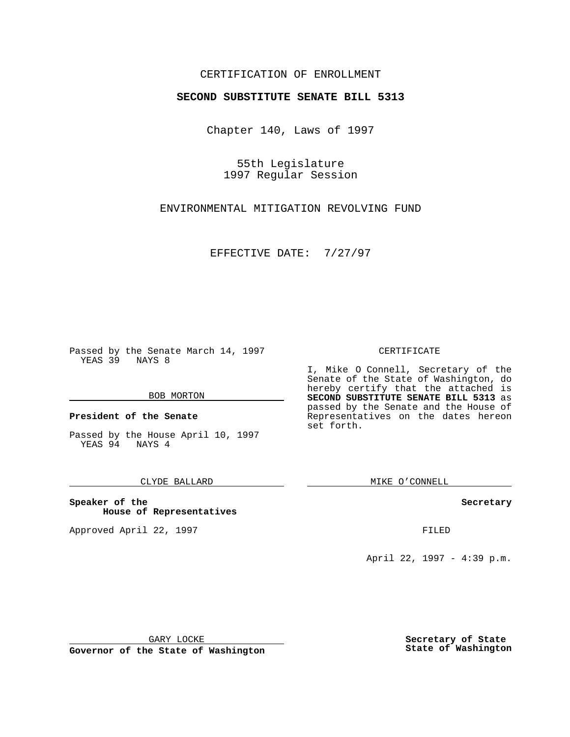CERTIFICATION OF ENROLLMENT

**SECOND SUBSTITUTE SENATE BILL 5313**

Chapter 140, Laws of 1997

55th Legislature
1997 Regular Session

ENVIRONMENTAL MITIGATION REVOLVING FUND

EFFECTIVE DATE: 7/27/97

Passed by the Senate March 14, 1997
YEAS 39 NAYS 8

BOB MORTON

**President of the Senate**

Passed by the House April 10, 1997
YEAS 94 NAYS 4

CLYDE BALLARD

**Speaker of the House of Representatives**

Approved April 22, 1997

GARY LOCKE

**Governor of the State of Washington**

CERTIFICATE

I, Mike O Connell, Secretary of the Senate of the State of Washington, do hereby certify that the attached is **SECOND SUBSTITUTE SENATE BILL 5313** as passed by the Senate and the House of Representatives on the dates hereon set forth.

MIKE O'CONNELL

**Secretary**

FILED

April 22, 1997 - 4:39 p.m.

**Secretary of State**
**State of Washington**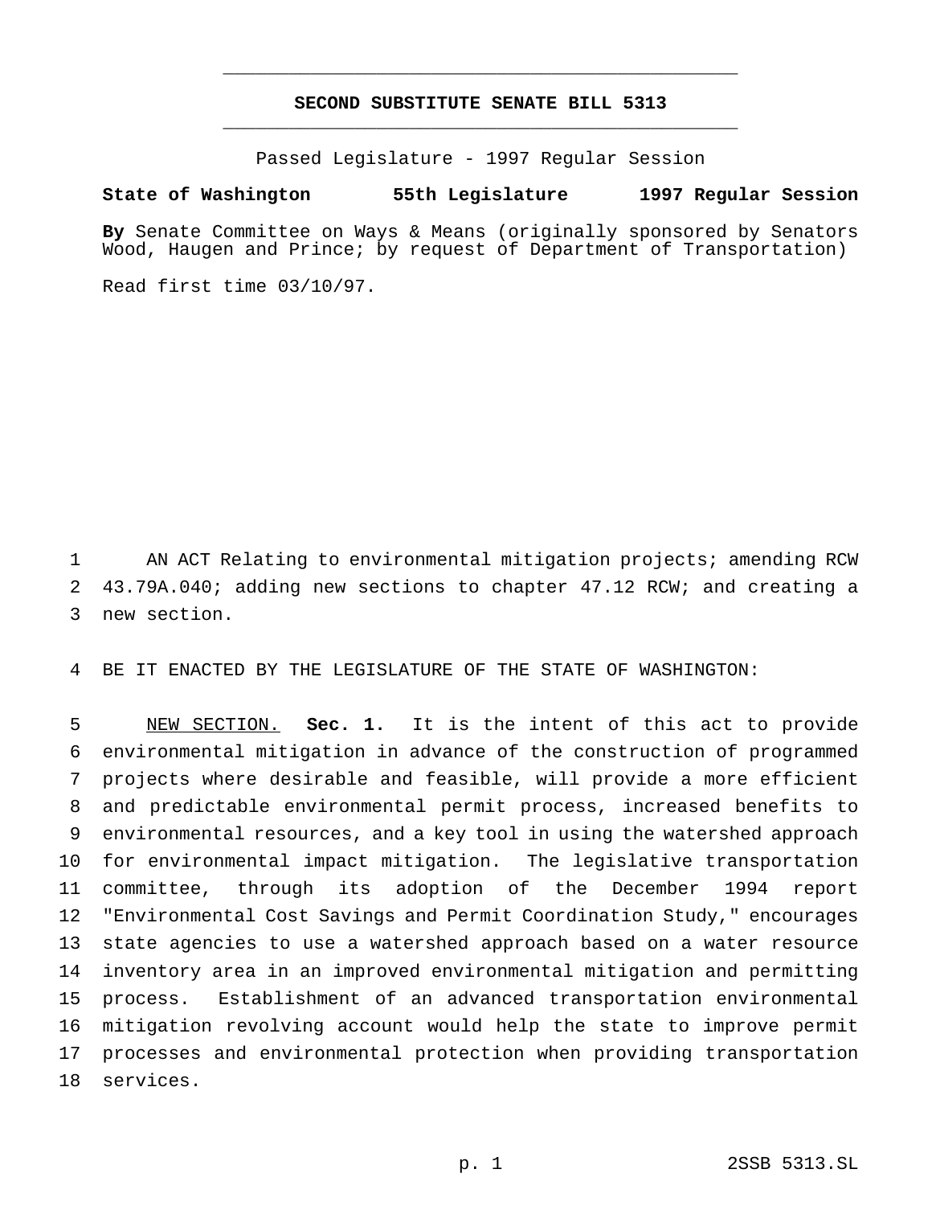# SECOND SUBSTITUTE SENATE BILL 5313

Passed Legislature - 1997 Regular Session

**State of Washington 55th Legislature 1997 Regular Session**

**By** Senate Committee on Ways & Means (originally sponsored by Senators Wood, Haugen and Prince; by request of Department of Transportation)

Read first time 03/10/97.

AN ACT Relating to environmental mitigation projects; amending RCW 43.79A.040; adding new sections to chapter 47.12 RCW; and creating a new section.

BE IT ENACTED BY THE LEGISLATURE OF THE STATE OF WASHINGTON:

NEW SECTION. **Sec. 1.** It is the intent of this act to provide environmental mitigation in advance of the construction of programmed projects where desirable and feasible, will provide a more efficient and predictable environmental permit process, increased benefits to environmental resources, and a key tool in using the watershed approach for environmental impact mitigation. The legislative transportation committee, through its adoption of the December 1994 report "Environmental Cost Savings and Permit Coordination Study," encourages state agencies to use a watershed approach based on a water resource inventory area in an improved environmental mitigation and permitting process. Establishment of an advanced transportation environmental mitigation revolving account would help the state to improve permit processes and environmental protection when providing transportation services.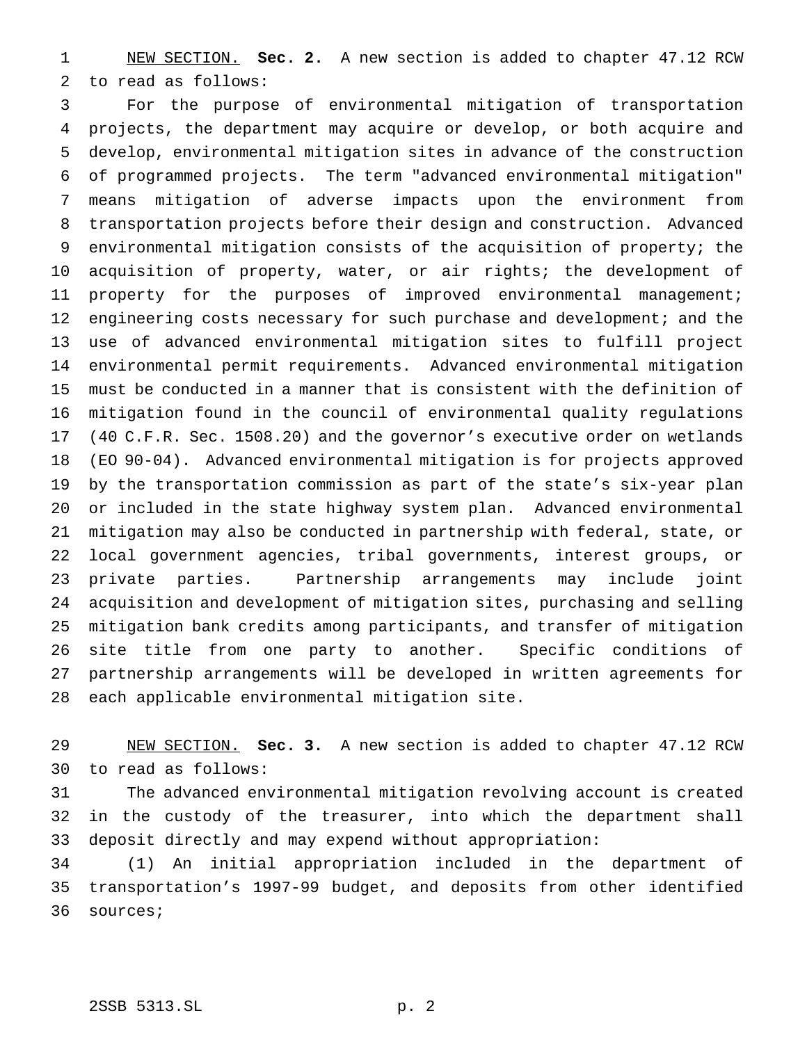NEW SECTION. **Sec. 2.** A new section is added to chapter 47.12 RCW to read as follows:

For the purpose of environmental mitigation of transportation projects, the department may acquire or develop, or both acquire and develop, environmental mitigation sites in advance of the construction of programmed projects. The term "advanced environmental mitigation" means mitigation of adverse impacts upon the environment from transportation projects before their design and construction. Advanced environmental mitigation consists of the acquisition of property; the acquisition of property, water, or air rights; the development of property for the purposes of improved environmental management; engineering costs necessary for such purchase and development; and the use of advanced environmental mitigation sites to fulfill project environmental permit requirements. Advanced environmental mitigation must be conducted in a manner that is consistent with the definition of mitigation found in the council of environmental quality regulations (40 C.F.R. Sec. 1508.20) and the governor's executive order on wetlands (EO 90-04). Advanced environmental mitigation is for projects approved by the transportation commission as part of the state's six-year plan or included in the state highway system plan. Advanced environmental mitigation may also be conducted in partnership with federal, state, or local government agencies, tribal governments, interest groups, or private parties. Partnership arrangements may include joint acquisition and development of mitigation sites, purchasing and selling mitigation bank credits among participants, and transfer of mitigation site title from one party to another. Specific conditions of partnership arrangements will be developed in written agreements for each applicable environmental mitigation site.

NEW SECTION. **Sec. 3.** A new section is added to chapter 47.12 RCW to read as follows:

The advanced environmental mitigation revolving account is created in the custody of the treasurer, into which the department shall deposit directly and may expend without appropriation:

(1) An initial appropriation included in the department of transportation's 1997-99 budget, and deposits from other identified sources;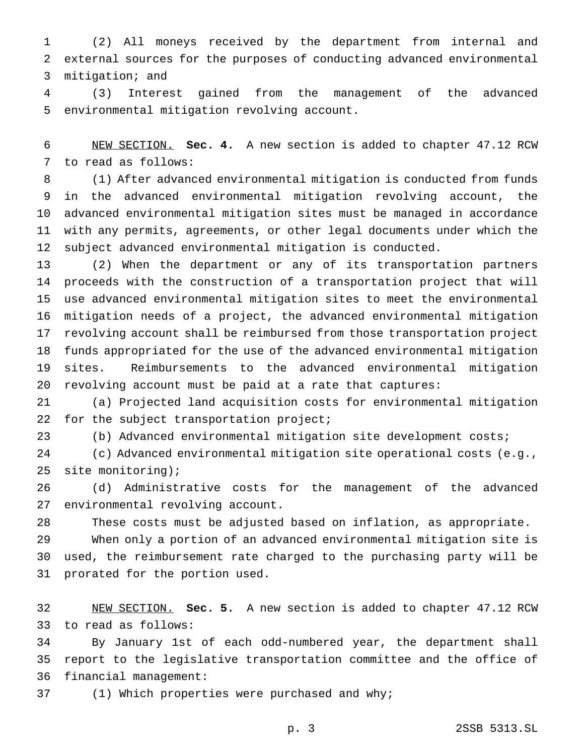(2) All moneys received by the department from internal and external sources for the purposes of conducting advanced environmental mitigation; and

(3) Interest gained from the management of the advanced environmental mitigation revolving account.

NEW SECTION. **Sec. 4.** A new section is added to chapter 47.12 RCW to read as follows:

(1) After advanced environmental mitigation is conducted from funds in the advanced environmental mitigation revolving account, the advanced environmental mitigation sites must be managed in accordance with any permits, agreements, or other legal documents under which the subject advanced environmental mitigation is conducted.

(2) When the department or any of its transportation partners proceeds with the construction of a transportation project that will use advanced environmental mitigation sites to meet the environmental mitigation needs of a project, the advanced environmental mitigation revolving account shall be reimbursed from those transportation project funds appropriated for the use of the advanced environmental mitigation sites. Reimbursements to the advanced environmental mitigation revolving account must be paid at a rate that captures:

(a) Projected land acquisition costs for environmental mitigation for the subject transportation project;

(b) Advanced environmental mitigation site development costs;

(c) Advanced environmental mitigation site operational costs (e.g., site monitoring);

(d) Administrative costs for the management of the advanced environmental revolving account.

These costs must be adjusted based on inflation, as appropriate.

When only a portion of an advanced environmental mitigation site is used, the reimbursement rate charged to the purchasing party will be prorated for the portion used.

NEW SECTION. **Sec. 5.** A new section is added to chapter 47.12 RCW to read as follows:

By January 1st of each odd-numbered year, the department shall report to the legislative transportation committee and the office of financial management:

(1) Which properties were purchased and why;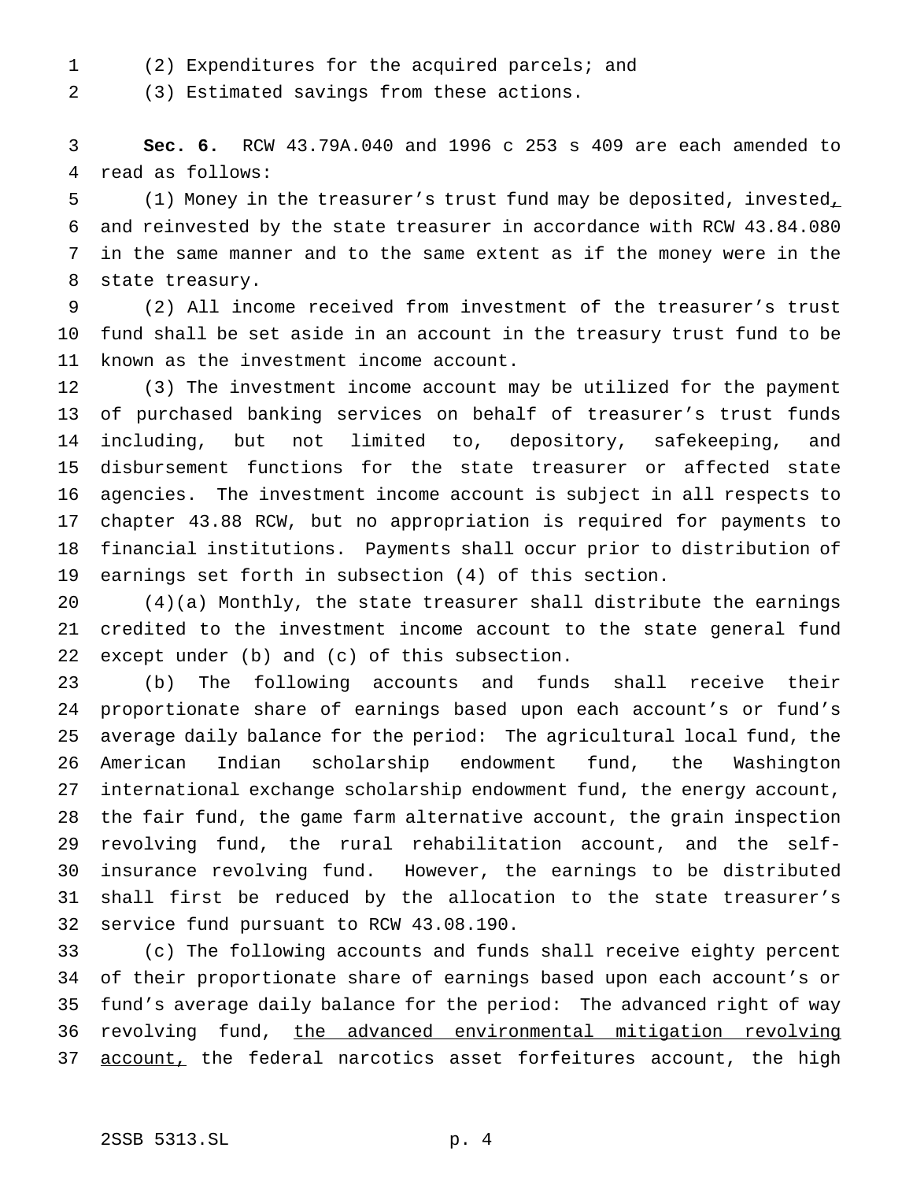(2) Expenditures for the acquired parcels; and

(3) Estimated savings from these actions.

**Sec. 6.** RCW 43.79A.040 and 1996 c 253 s 409 are each amended to read as follows:

(1) Money in the treasurer's trust fund may be deposited, invested, and reinvested by the state treasurer in accordance with RCW 43.84.080 in the same manner and to the same extent as if the money were in the state treasury.

(2) All income received from investment of the treasurer's trust fund shall be set aside in an account in the treasury trust fund to be known as the investment income account.

(3) The investment income account may be utilized for the payment of purchased banking services on behalf of treasurer's trust funds including, but not limited to, depository, safekeeping, and disbursement functions for the state treasurer or affected state agencies. The investment income account is subject in all respects to chapter 43.88 RCW, but no appropriation is required for payments to financial institutions. Payments shall occur prior to distribution of earnings set forth in subsection (4) of this section.

(4)(a) Monthly, the state treasurer shall distribute the earnings credited to the investment income account to the state general fund except under (b) and (c) of this subsection.

(b) The following accounts and funds shall receive their proportionate share of earnings based upon each account's or fund's average daily balance for the period: The agricultural local fund, the American Indian scholarship endowment fund, the Washington international exchange scholarship endowment fund, the energy account, the fair fund, the game farm alternative account, the grain inspection revolving fund, the rural rehabilitation account, and the self-insurance revolving fund. However, the earnings to be distributed shall first be reduced by the allocation to the state treasurer's service fund pursuant to RCW 43.08.190.

(c) The following accounts and funds shall receive eighty percent of their proportionate share of earnings based upon each account's or fund's average daily balance for the period: The advanced right of way revolving fund, <u>the advanced environmental mitigation revolving account,</u> the federal narcotics asset forfeitures account, the high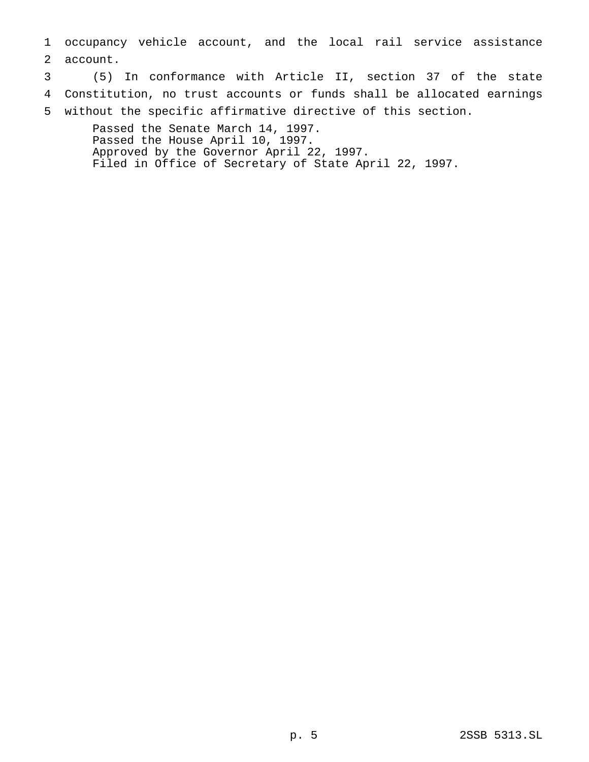occupancy vehicle account, and the local rail service assistance account.

(5) In conformance with Article II, section 37 of the state Constitution, no trust accounts or funds shall be allocated earnings without the specific affirmative directive of this section.

Passed the Senate March 14, 1997.
Passed the House April 10, 1997.
Approved by the Governor April 22, 1997.
Filed in Office of Secretary of State April 22, 1997.